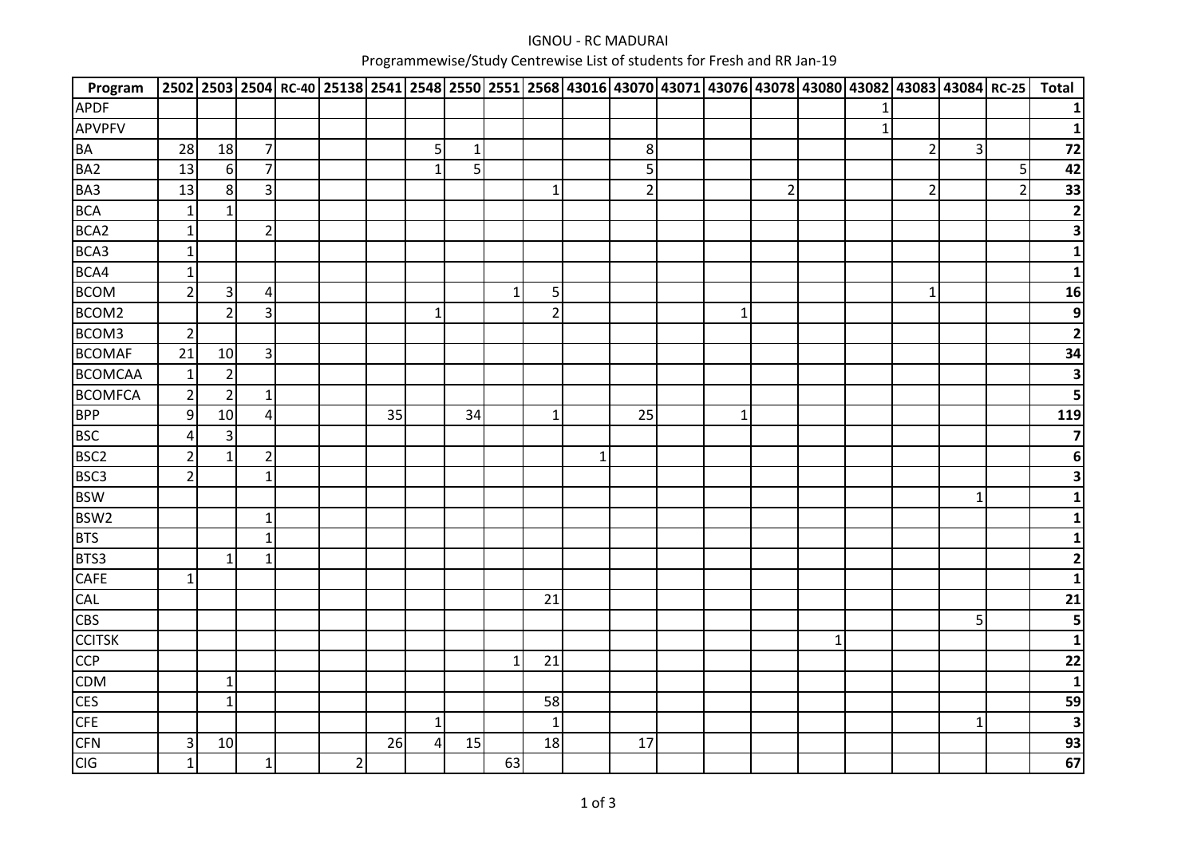# IGNOU - RC MADURAI

Programmewise/Study Centrewise List of students for Fresh and RR Jan-19

| Program | 2502 | 2503 | 2504 | RC-40 | 25138 | 2541 | 2548 | 2550 | 2551 | 2568 | 43016 | 43070 | 43071 | 43076 | 43078 | 43080 | 43082 | 43083 | 43084 | RC-25 | Total |
|---|---|---|---|---|---|---|---|---|---|---|---|---|---|---|---|---|---|---|---|---|---|
| APDF | | | | | | | | | | | | | | | | | 1 | | | | **1** |
| APVPFV | | | | | | | | | | | | | | | | | 1 | | | | **1** |
| BA | 28 | 18 | 7 | | | | 5 | 1 | | | | 8 | | | | | | 2 | 3 | | **72** |
| BA2 | 13 | 6 | 7 | | | | 1 | 5 | | | | 5 | | | | | | | | 5 | **42** |
| BA3 | 13 | 8 | 3 | | | | | | | 1 | | 2 | | | 2 | | | 2 | | 2 | **33** |
| BCA | 1 | 1 | | | | | | | | | | | | | | | | | | | **2** |
| BCA2 | 1 | | 2 | | | | | | | | | | | | | | | | | | **3** |
| BCA3 | 1 | | | | | | | | | | | | | | | | | | | | **1** |
| BCA4 | 1 | | | | | | | | | | | | | | | | | | | | **1** |
| BCOM | 2 | 3 | 4 | | | | | | 1 | 5 | | | | | | | | 1 | | | **16** |
| BCOM2 | | 2 | 3 | | | | 1 | | | 2 | | | | 1 | | | | | | | **9** |
| BCOM3 | 2 | | | | | | | | | | | | | | | | | | | | **2** |
| BCOMAF | 21 | 10 | 3 | | | | | | | | | | | | | | | | | | **34** |
| BCOMCAA | 1 | 2 | | | | | | | | | | | | | | | | | | | **3** |
| BCOMFCA | 2 | 2 | 1 | | | | | | | | | | | | | | | | | | **5** |
| BPP | 9 | 10 | 4 | | | 35 | | 34 | | 1 | | 25 | | 1 | | | | | | | **119** |
| BSC | 4 | 3 | | | | | | | | | | | | | | | | | | | **7** |
| BSC2 | 2 | 1 | 2 | | | | | | | | 1 | | | | | | | | | | **6** |
| BSC3 | 2 | | 1 | | | | | | | | | | | | | | | | | | **3** |
| BSW | | | | | | | | | | | | | | | | | | | 1 | | **1** |
| BSW2 | | | 1 | | | | | | | | | | | | | | | | | | **1** |
| BTS | | | 1 | | | | | | | | | | | | | | | | | | **1** |
| BTS3 | | 1 | 1 | | | | | | | | | | | | | | | | | | **2** |
| CAFE | 1 | | | | | | | | | | | | | | | | | | | | **1** |
| CAL | | | | | | | | | | 21 | | | | | | | | | | | **21** |
| CBS | | | | | | | | | | | | | | | | | | | 5 | | **5** |
| CCITSK | | | | | | | | | | | | | | | | 1 | | | | | **1** |
| CCP | | | | | | | | | 1 | 21 | | | | | | | | | | | **22** |
| CDM | | 1 | | | | | | | | | | | | | | | | | | | **1** |
| CES | | 1 | | | | | | | | 58 | | | | | | | | | | | **59** |
| CFE | | | | | | | 1 | | | 1 | | | | | | | | | 1 | | **3** |
| CFN | 3 | 10 | | | | 26 | 4 | 15 | | 18 | | 17 | | | | | | | | | **93** |
| CIG | 1 | | 1 | | 2 | | | | 63 | | | | | | | | | | | | **67** |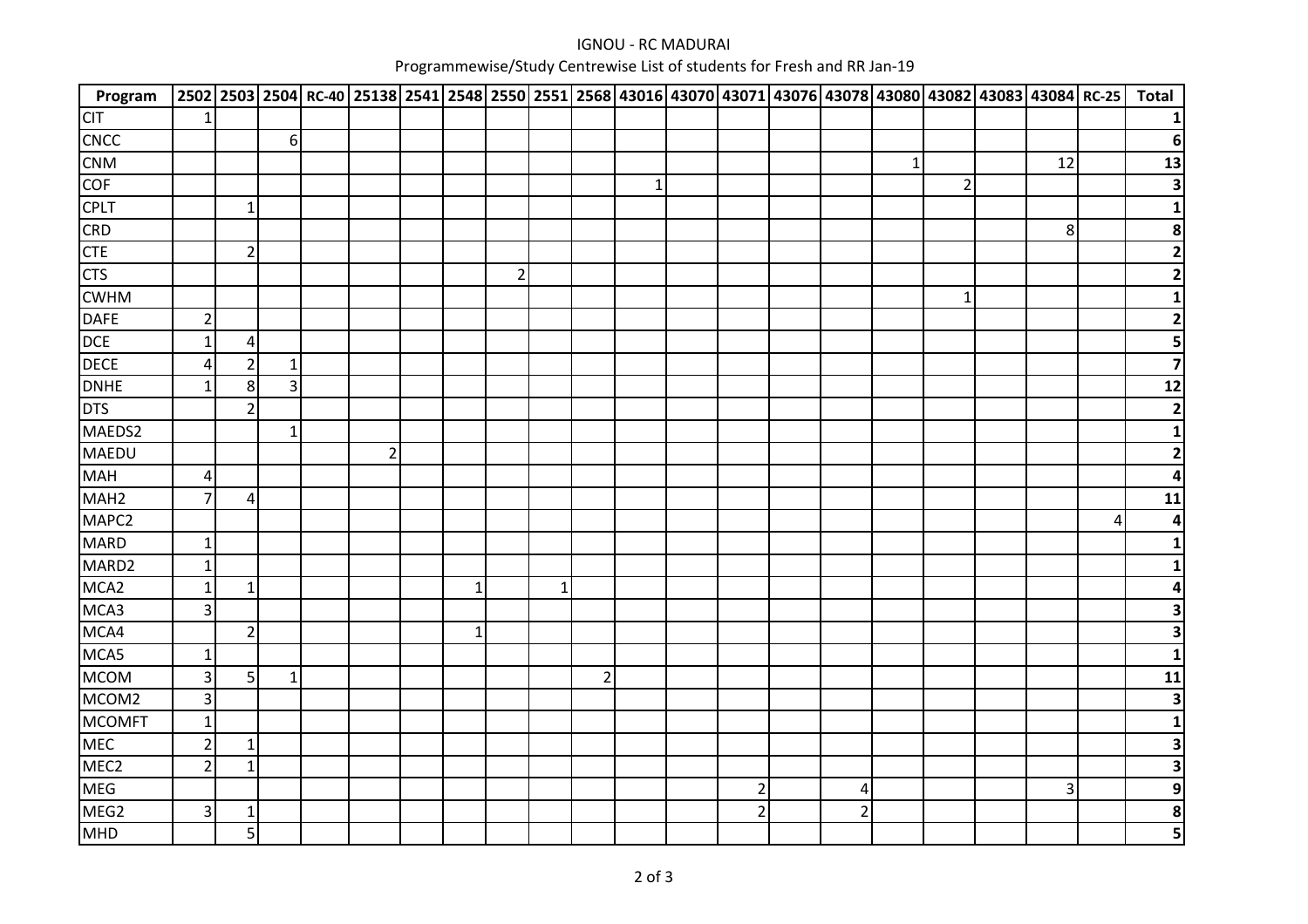IGNOU - RC MADURAI

Programmewise/Study Centrewise List of students for Fresh and RR Jan-19

| Program | 2502 | 2503 | 2504 | RC-40 | 25138 | 2541 | 2548 | 2550 | 2551 | 2568 | 43016 | 43070 | 43071 | 43076 | 43078 | 43080 | 43082 | 43083 | 43084 | RC-25 | Total |
|---|---|---|---|---|---|---|---|---|---|---|---|---|---|---|---|---|---|---|---|---|---|
| CIT | 1 | | | | | | | | | | | | | | | | | | | | 1 |
| CNCC | | | 6 | | | | | | | | | | | | | | | | | | 6 |
| CNM | | | | | | | | | | | | | | | | 1 | | | 12 | | 13 |
| COF | | | | | | | | | | | 1 | | | | | | 2 | | | | 3 |
| CPLT | | 1 | | | | | | | | | | | | | | | | | | | 1 |
| CRD | | | | | | | | | | | | | | | | | | | 8 | | 8 |
| CTE | | 2 | | | | | | | | | | | | | | | | | | | 2 |
| CTS | | | | | | | | 2 | | | | | | | | | | | | | 2 |
| CWHM | | | | | | | | | | | | | | | | | 1 | | | | 1 |
| DAFE | 2 | | | | | | | | | | | | | | | | | | | | 2 |
| DCE | 1 | 4 | | | | | | | | | | | | | | | | | | | 5 |
| DECE | 4 | 2 | 1 | | | | | | | | | | | | | | | | | | 7 |
| DNHE | 1 | 8 | 3 | | | | | | | | | | | | | | | | | | 12 |
| DTS | | 2 | | | | | | | | | | | | | | | | | | | 2 |
| MAEDS2 | | | 1 | | | | | | | | | | | | | | | | | | 1 |
| MAEDU | | | | | 2 | | | | | | | | | | | | | | | | 2 |
| MAH | 4 | | | | | | | | | | | | | | | | | | | | 4 |
| MAH2 | 7 | 4 | | | | | | | | | | | | | | | | | | | 11 |
| MAPC2 | | | | | | | | | | | | | | | | | | | | 4 | 4 |
| MARD | 1 | | | | | | | | | | | | | | | | | | | | 1 |
| MARD2 | 1 | | | | | | | | | | | | | | | | | | | | 1 |
| MCA2 | 1 | 1 | | | | | 1 | | 1 | | | | | | | | | | | | 4 |
| MCA3 | 3 | | | | | | | | | | | | | | | | | | | | 3 |
| MCA4 | | 2 | | | | | 1 | | | | | | | | | | | | | | 3 |
| MCA5 | 1 | | | | | | | | | | | | | | | | | | | | 1 |
| MCOM | 3 | 5 | 1 | | | | | | | 2 | | | | | | | | | | | 11 |
| MCOM2 | 3 | | | | | | | | | | | | | | | | | | | | 3 |
| MCOMFT | 1 | | | | | | | | | | | | | | | | | | | | 1 |
| MEC | 2 | 1 | | | | | | | | | | | | | | | | | | | 3 |
| MEC2 | 2 | 1 | | | | | | | | | | | | | | | | | | | 3 |
| MEG | | | | | | | | | | | | | 2 | | 4 | | | | 3 | | 9 |
| MEG2 | 3 | 1 | | | | | | | | | | | 2 | | 2 | | | | | | 8 |
| MHD | | 5 | | | | | | | | | | | | | | | | | | | 5 |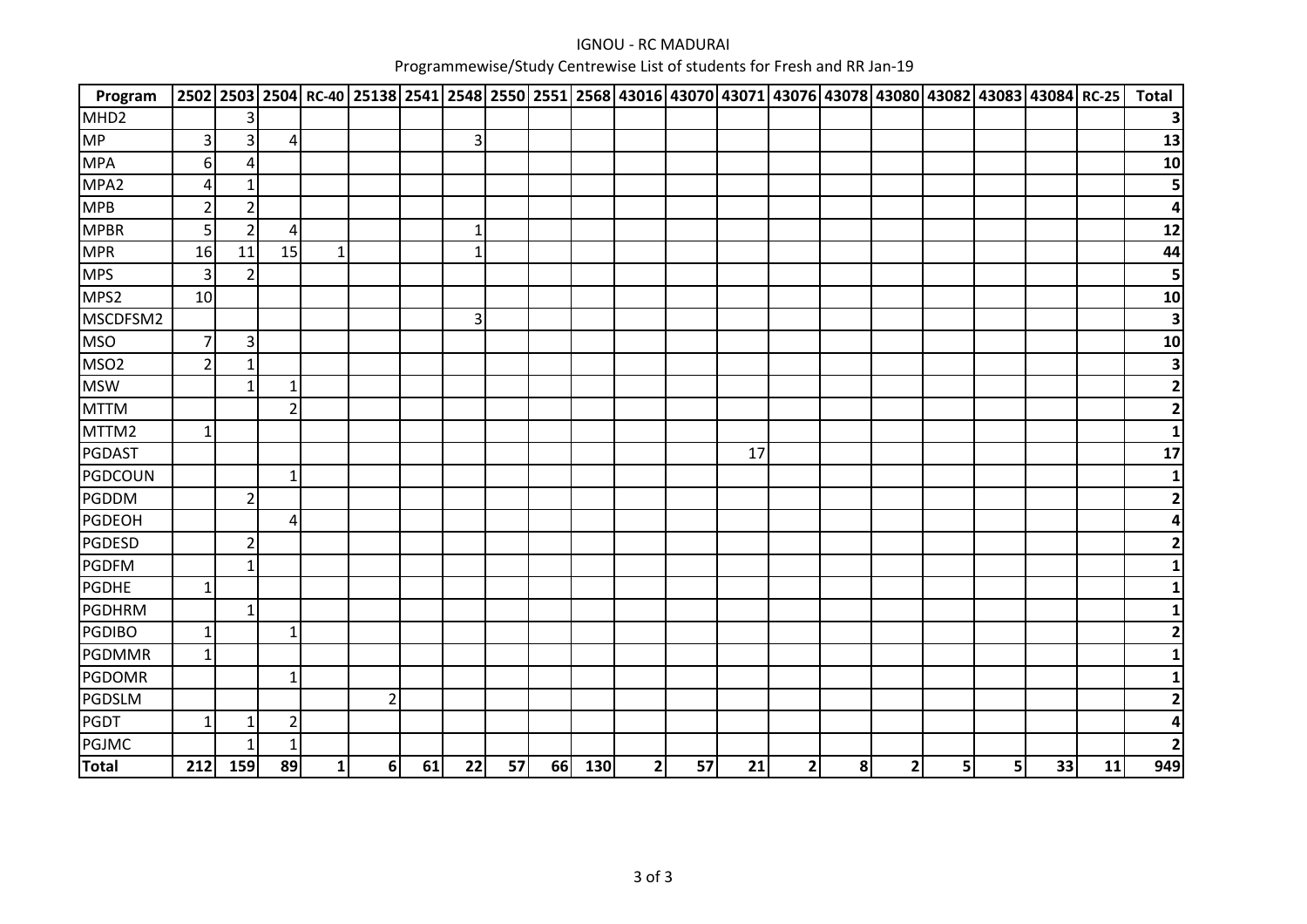IGNOU - RC MADURAI

Programmewise/Study Centrewise List of students for Fresh and RR Jan-19

| Program | 2502 | 2503 | 2504 | RC-40 | 25138 | 2541 | 2548 | 2550 | 2551 | 2568 | 43016 | 43070 | 43071 | 43076 | 43078 | 43080 | 43082 | 43083 | 43084 | RC-25 | Total |
|---|---|---|---|---|---|---|---|---|---|---|---|---|---|---|---|---|---|---|---|---|---|
| MHD2 | | 3 | | | | | | | | | | | | | | | | | | | 3 |
| MP | 3 | 3 | 4 | | | | 3 | | | | | | | | | | | | | | 13 |
| MPA | 6 | 4 | | | | | | | | | | | | | | | | | | | 10 |
| MPA2 | 4 | 1 | | | | | | | | | | | | | | | | | | | 5 |
| MPB | 2 | 2 | | | | | | | | | | | | | | | | | | | 4 |
| MPBR | 5 | 2 | 4 | | | | 1 | | | | | | | | | | | | | | 12 |
| MPR | 16 | 11 | 15 | 1 | | | 1 | | | | | | | | | | | | | | 44 |
| MPS | 3 | 2 | | | | | | | | | | | | | | | | | | | 5 |
| MPS2 | 10 | | | | | | | | | | | | | | | | | | | | 10 |
| MSCDFSM2 | | | | | | | 3 | | | | | | | | | | | | | | 3 |
| MSO | 7 | 3 | | | | | | | | | | | | | | | | | | | 10 |
| MSO2 | 2 | 1 | | | | | | | | | | | | | | | | | | | 3 |
| MSW | | 1 | 1 | | | | | | | | | | | | | | | | | | 2 |
| MTTM | | | 2 | | | | | | | | | | | | | | | | | | 2 |
| MTTM2 | 1 | | | | | | | | | | | | | | | | | | | | 1 |
| PGDAST | | | | | | | | | | | | | 17 | | | | | | | | 17 |
| PGDCOUN | | | 1 | | | | | | | | | | | | | | | | | | 1 |
| PGDDM | | 2 | | | | | | | | | | | | | | | | | | | 2 |
| PGDEOH | | | 4 | | | | | | | | | | | | | | | | | | 4 |
| PGDESD | | 2 | | | | | | | | | | | | | | | | | | | 2 |
| PGDFM | | 1 | | | | | | | | | | | | | | | | | | | 1 |
| PGDHE | 1 | | | | | | | | | | | | | | | | | | | | 1 |
| PGDHRM | | 1 | | | | | | | | | | | | | | | | | | | 1 |
| PGDIBO | 1 | | 1 | | | | | | | | | | | | | | | | | | 2 |
| PGDMMR | 1 | | | | | | | | | | | | | | | | | | | | 1 |
| PGDOMR | | | 1 | | | | | | | | | | | | | | | | | | 1 |
| PGDSLM | | | | | 2 | | | | | | | | | | | | | | | | 2 |
| PGDT | 1 | 1 | 2 | | | | | | | | | | | | | | | | | | 4 |
| PGJMC | | 1 | 1 | | | | | | | | | | | | | | | | | | 2 |
| **Total** | **212** | **159** | **89** | **1** | **6** | **61** | **22** | **57** | **66** | **130** | **2** | **57** | **21** | **2** | **8** | **2** | **5** | **5** | **33** | **11** | **949** |